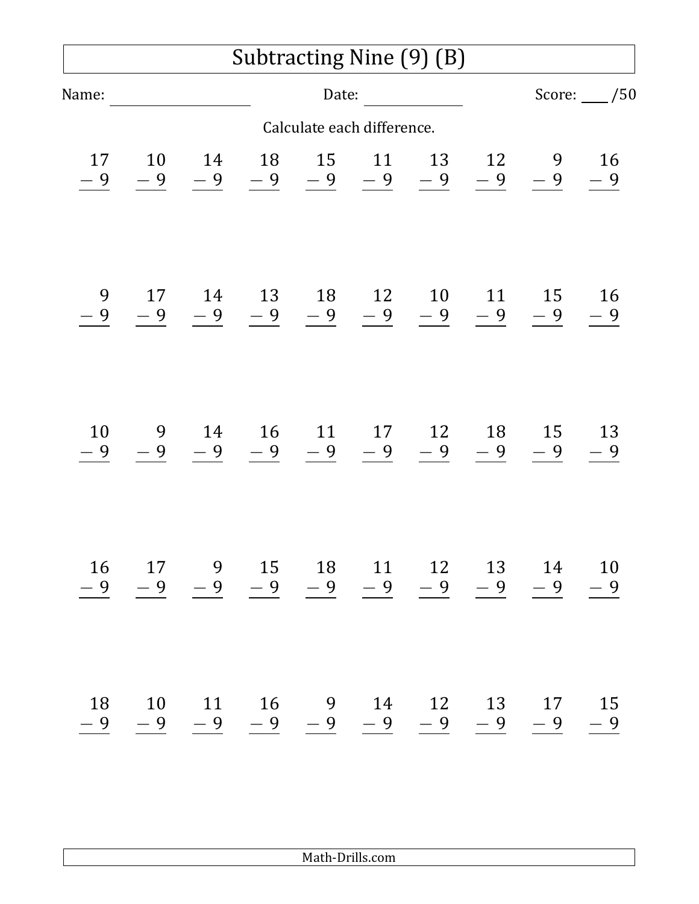# Subtracting Nine (9) (B)

Name: ____________ Date: ____________ Score: ___ /50

Calculate each difference.

| | | | | | | | | | |
|---|---|---|---|---|---|---|---|---|---|
| $17 - 9$ | $10 - 9$ | $14 - 9$ | $18 - 9$ | $15 - 9$ | $11 - 9$ | $13 - 9$ | $12 - 9$ | $9 - 9$ | $16 - 9$ |
| $9 - 9$ | $17 - 9$ | $14 - 9$ | $13 - 9$ | $18 - 9$ | $12 - 9$ | $10 - 9$ | $11 - 9$ | $15 - 9$ | $16 - 9$ |
| $10 - 9$ | $9 - 9$ | $14 - 9$ | $16 - 9$ | $11 - 9$ | $17 - 9$ | $12 - 9$ | $18 - 9$ | $15 - 9$ | $13 - 9$ |
| $16 - 9$ | $17 - 9$ | $9 - 9$ | $15 - 9$ | $18 - 9$ | $11 - 9$ | $12 - 9$ | $13 - 9$ | $14 - 9$ | $10 - 9$ |
| $18 - 9$ | $10 - 9$ | $11 - 9$ | $16 - 9$ | $9 - 9$ | $14 - 9$ | $12 - 9$ | $13 - 9$ | $17 - 9$ | $15 - 9$ |

Math-Drills.com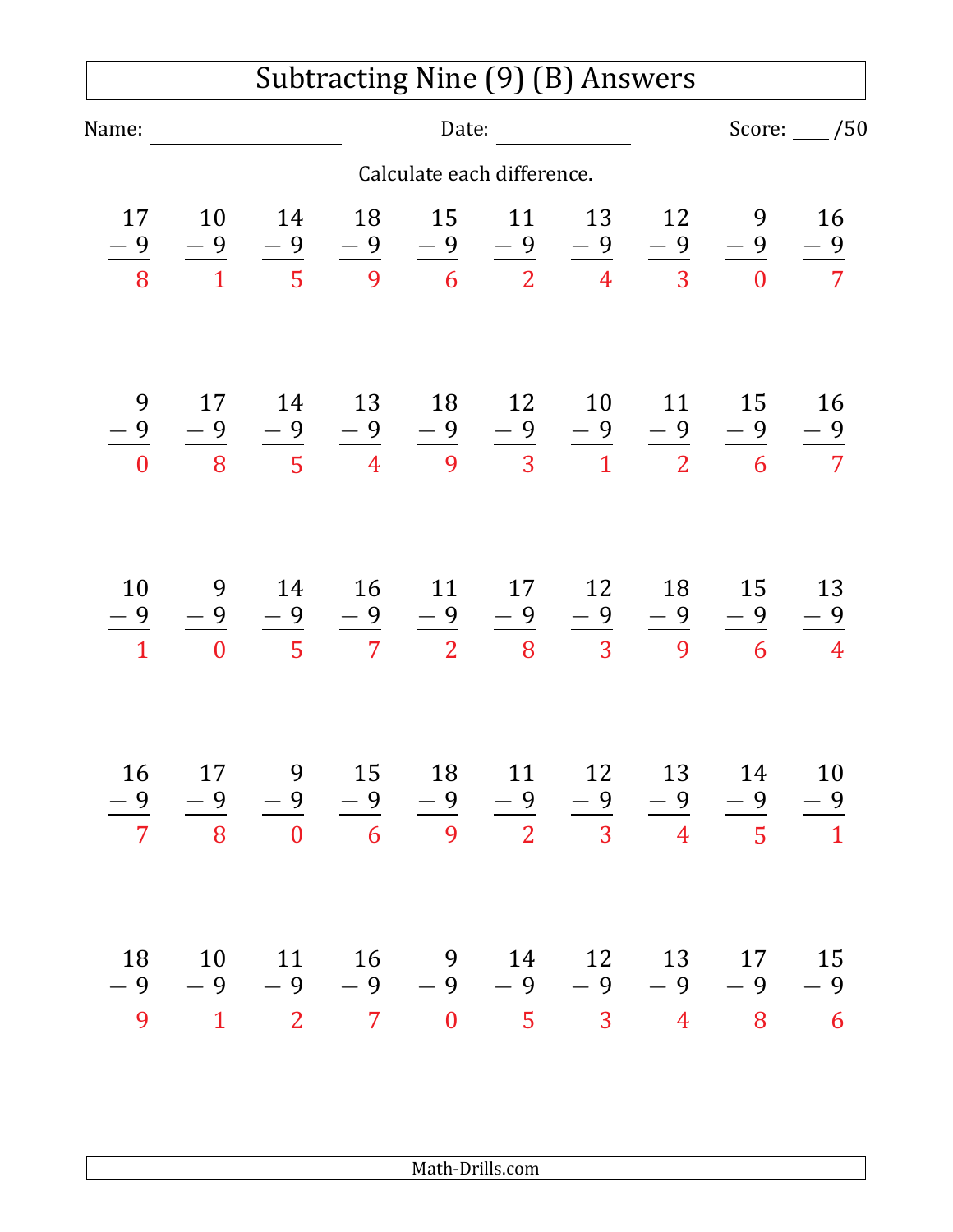# Subtracting Nine (9) (B) Answers

Name: ______________ Date: __________ Score: ___ /50

Calculate each difference.

| | | | | | | | | | |
|---|---|---|---|---|---|---|---|---|---|
| $17 - 9 = 8$ | $10 - 9 = 1$ | $14 - 9 = 5$ | $18 - 9 = 9$ | $15 - 9 = 6$ | $11 - 9 = 2$ | $13 - 9 = 4$ | $12 - 9 = 3$ | $9 - 9 = 0$ | $16 - 9 = 7$ |
| $9 - 9 = 0$ | $17 - 9 = 8$ | $14 - 9 = 5$ | $13 - 9 = 4$ | $18 - 9 = 9$ | $12 - 9 = 3$ | $10 - 9 = 1$ | $11 - 9 = 2$ | $15 - 9 = 6$ | $16 - 9 = 7$ |
| $10 - 9 = 1$ | $9 - 9 = 0$ | $14 - 9 = 5$ | $16 - 9 = 7$ | $11 - 9 = 2$ | $17 - 9 = 8$ | $12 - 9 = 3$ | $18 - 9 = 9$ | $15 - 9 = 6$ | $13 - 9 = 4$ |
| $16 - 9 = 7$ | $17 - 9 = 8$ | $9 - 9 = 0$ | $15 - 9 = 6$ | $18 - 9 = 9$ | $11 - 9 = 2$ | $12 - 9 = 3$ | $13 - 9 = 4$ | $14 - 9 = 5$ | $10 - 9 = 1$ |
| $18 - 9 = 9$ | $10 - 9 = 1$ | $11 - 9 = 2$ | $16 - 9 = 7$ | $9 - 9 = 0$ | $14 - 9 = 5$ | $12 - 9 = 3$ | $13 - 9 = 4$ | $17 - 9 = 8$ | $15 - 9 = 6$ |

Math-Drills.com